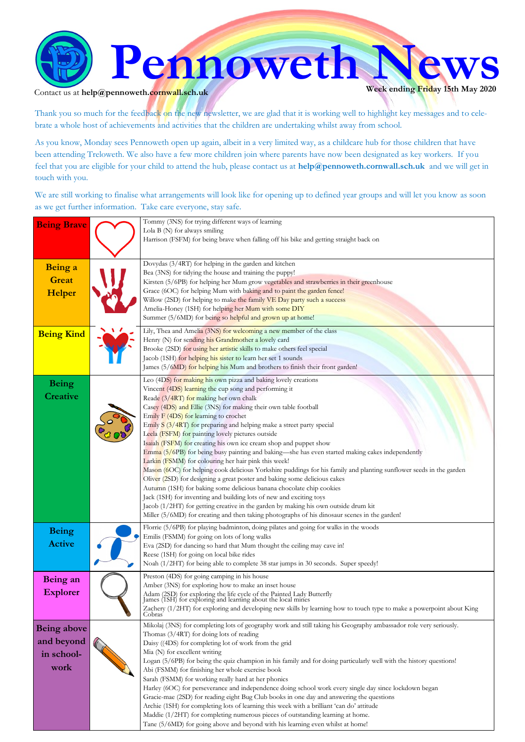# Pennoweth News

Contact us at **help@pennoweth.cornwall.sch.uk**

**Week ending Friday 15th May 2020**

Thank you so much for the feedback on the new newsletter, we are glad that it is working well to highlight key messages and to celebrate a whole host of achievements and activities that the children are undertaking whilst away from school.

As you know, Monday sees Pennoweth open up again, albeit in a very limited way, as a childcare hub for those children that have been attending Treloweth. We also have a few more children join where parents have now been designated as key workers. If you feel that you are eligible for your child to attend the hub, please contact us at **help@pennoweth.cornwall.sch.uk** and we will get in touch with you.

We are still working to finalise what arrangements will look like for opening up to defined year groups and will let you know as soon as we get further information. Take care everyone, stay safe.

| Category | Achievements |
|---|---|
| **Being Brave** | Tommy (3NS) for trying different ways of learning<br>Lola B (N) for always smiling<br>Harrison (FSFM) for being brave when falling off his bike and getting straight back on |
| **Being a Great Helper** | Dovydas (3/4RT) for helping in the garden and kitchen<br>Bea (3NS) for tidying the house and training the puppy!<br>Kirsten (5/6PB) for helping her Mum grow vegetables and strawberries in their greenhouse<br>Grace (6OC) for helping Mum with baking and to paint the garden fence!<br>Willow (2SD) for helping to make the family VE Day party such a success<br>Amelia-Honey (1SH) for helping her Mum with some DIY<br>Summer (5/6MD) for being so helpful and grown up at home! |
| **Being Kind** | Lily, Thea and Amelia (3NS) for welcoming a new member of the class<br>Henry (N) for sending his Grandmother a lovely card<br>Brooke (2SD) for using her artistic skills to make others feel special<br>Jacob (1SH) for helping his sister to learn her set 1 sounds<br>James (5/6MD) for helping his Mum and brothers to finish their front garden! |
| **Being Creative** | Leo (4DS) for making his own pizza and baking lovely creations<br>Vincent (4DS) learning the cup song and performing it<br>Reade (3/4RT) for making her own chalk<br>Casey (4DS) and Ellie (3NS) for making their own table football<br>Emily F (4DS) for learning to crochet<br>Emily S (3/4RT) for preparing and helping make a street party special<br>Leela (FSFM) for painting lovely pictures outside<br>Isaiah (FSFM) for creating his own ice cream shop and puppet show<br>Emma (5/6PB) for being busy painting and baking—she has even started making cakes independently<br>Larkin (FSMM) for colouring her hair pink this week!<br>Mason (6OC) for helping cook delicious Yorkshire puddings for his family and planting sunflower seeds in the garden<br>Oliver (2SD) for designing a great poster and baking some delicious cakes<br>Autumn (1SH) for baking some delicious banana chocolate chip cookies<br>Jack (1SH) for inventing and building lots of new and exciting toys<br>Jacob (1/2HT) for getting creative in the garden by making his own outside drum kit<br>Miller (5/6MD) for creating and then taking photographs of his dinosaur scenes in the garden! |
| **Being Active** | Florrie (5/6PB) for playing badminton, doing pilates and going for walks in the woods<br>Emilis (FSMM) for going on lots of long walks<br>Eva (2SD) for dancing so hard that Mum thought the ceiling may cave in!<br>Reese (1SH) for going on local bike rides<br>Noah (1/2HT) for being able to complete 38 star jumps in 30 seconds. Super speedy! |
| **Being an Explorer** | Preston (4DS) for going camping in his house<br>Amber (3NS) for exploring how to make an inset house<br>Adam (2SD) for exploring the life cycle of the Painted Lady Butterfly<br>James (1SH) for exploring and learning about the local mines<br>Zachery (1/2HT) for exploring and developing new skills by learning how to touch type to make a powerpoint about King Cobras |
| **Being above and beyond in school-work** | Mikolaj (3NS) for completing lots of geography work and still taking his Geography ambassador role very seriously.<br>Thomas (3/4RT) for doing lots of reading<br>Daisy ((4DS) for completing lot of work from the grid<br>Mia (N) for excellent writing<br>Logan (5/6PB) for being the quiz champion in his family and for doing particularly well with the history questions!<br>Abi (FSMM) for finishing her whole exercise book<br>Sarah (FSMM) for working really hard at her phonics<br>Harley (6OC) for perseverance and independence doing school work every single day since lockdown began<br>Gracie-mae (2SD) for reading eight Bug Club books in one day and answering the questions<br>Archie (1SH) for completing lots of learning this week with a brilliant 'can do' attitude<br>Maddie (1/2HT) for completing numerous pieces of outstanding learning at home.<br>Tane (5/6MD) for going above and beyond with his learning even whilst at home! |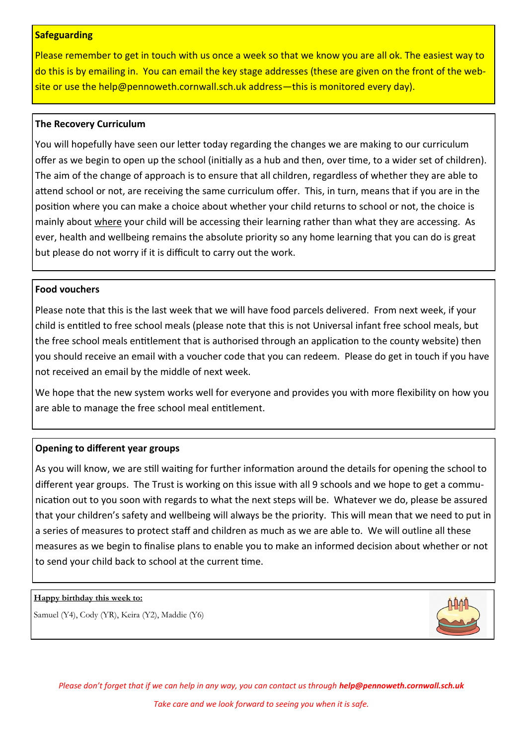## Safeguarding

Please remember to get in touch with us once a week so that we know you are all ok. The easiest way to do this is by emailing in. You can email the key stage addresses (these are given on the front of the website or use the help@pennoweth.cornwall.sch.uk address—this is monitored every day).

## The Recovery Curriculum

You will hopefully have seen our letter today regarding the changes we are making to our curriculum offer as we begin to open up the school (initially as a hub and then, over time, to a wider set of children). The aim of the change of approach is to ensure that all children, regardless of whether they are able to attend school or not, are receiving the same curriculum offer. This, in turn, means that if you are in the position where you can make a choice about whether your child returns to school or not, the choice is mainly about where your child will be accessing their learning rather than what they are accessing. As ever, health and wellbeing remains the absolute priority so any home learning that you can do is great but please do not worry if it is difficult to carry out the work.

## Food vouchers

Please note that this is the last week that we will have food parcels delivered. From next week, if your child is entitled to free school meals (please note that this is not Universal infant free school meals, but the free school meals entitlement that is authorised through an application to the county website) then you should receive an email with a voucher code that you can redeem. Please do get in touch if you have not received an email by the middle of next week.

We hope that the new system works well for everyone and provides you with more flexibility on how you are able to manage the free school meal entitlement.

## Opening to different year groups

As you will know, we are still waiting for further information around the details for opening the school to different year groups. The Trust is working on this issue with all 9 schools and we hope to get a communication out to you soon with regards to what the next steps will be. Whatever we do, please be assured that your children's safety and wellbeing will always be the priority. This will mean that we need to put in a series of measures to protect staff and children as much as we are able to. We will outline all these measures as we begin to finalise plans to enable you to make an informed decision about whether or not to send your child back to school at the current time.

**Happy birthday this week to:**

Samuel (Y4), Cody (YR), Keira (Y2), Maddie (Y6)

*Please don't forget that if we can help in any way, you can contact us through* ***help@pennoweth.cornwall.sch.uk***

*Take care and we look forward to seeing you when it is safe.*